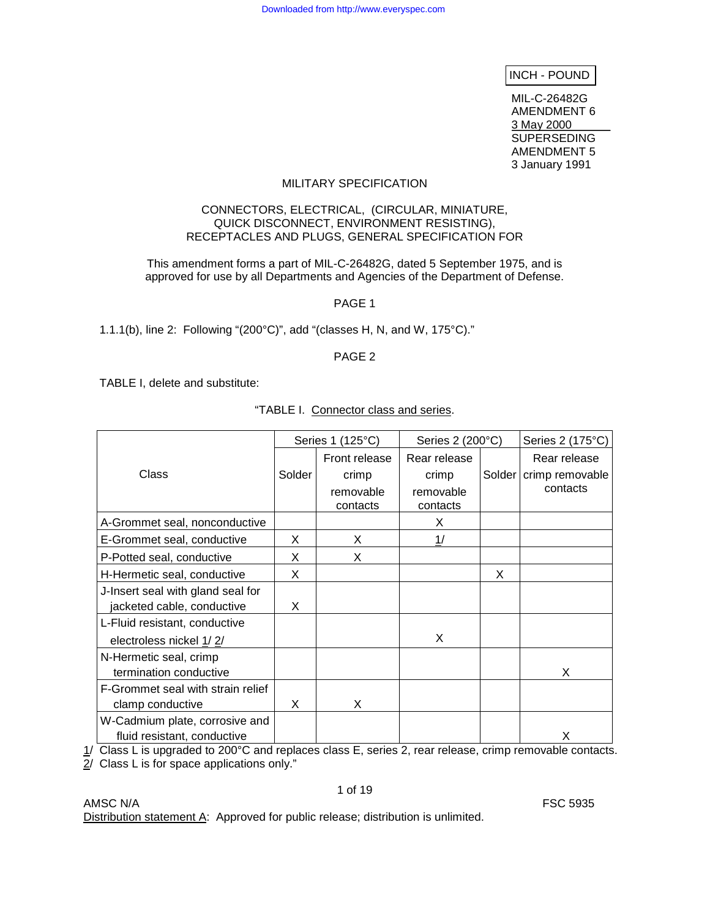INCH - POUND

MIL-C-26482G
AMENDMENT 6
3 May 2000
SUPERSEDING
AMENDMENT 5
3 January 1991

MILITARY SPECIFICATION

CONNECTORS, ELECTRICAL, (CIRCULAR, MINIATURE, QUICK DISCONNECT, ENVIRONMENT RESISTING), RECEPTACLES AND PLUGS, GENERAL SPECIFICATION FOR

This amendment forms a part of MIL-C-26482G, dated 5 September 1975, and is approved for use by all Departments and Agencies of the Department of Defense.

PAGE 1

1.1.1(b), line 2: Following "(200°C)", add "(classes H, N, and W, 175°C)."

PAGE 2

TABLE I, delete and substitute:

"TABLE I. Connector class and series.

| Class | Series 1 (125°C) | | Series 2 (200°C) | | Series 2 (175°C) |
|---|---|---|---|---|---|
| | Solder | Front release crimp removable contacts | Rear release crimp removable contacts | Solder | Rear release crimp removable contacts |
| A-Grommet seal, nonconductive | | | X | | |
| E-Grommet seal, conductive | X | X | 1/ | | |
| P-Potted seal, conductive | X | X | | | |
| H-Hermetic seal, conductive | X | | | X | |
| J-Insert seal with gland seal for jacketed cable, conductive | X | | | | |
| L-Fluid resistant, conductive electroless nickel 1/ 2/ | | | X | | |
| N-Hermetic seal, crimp termination conductive | | | | | X |
| F-Grommet seal with strain relief clamp conductive | X | X | | | |
| W-Cadmium plate, corrosive and fluid resistant, conductive | | | | | X |

1/ Class L is upgraded to 200°C and replaces class E, series 2, rear release, crimp removable contacts.
2/ Class L is for space applications only."

AMSC N/A FSC 5935

Distribution statement A: Approved for public release; distribution is unlimited.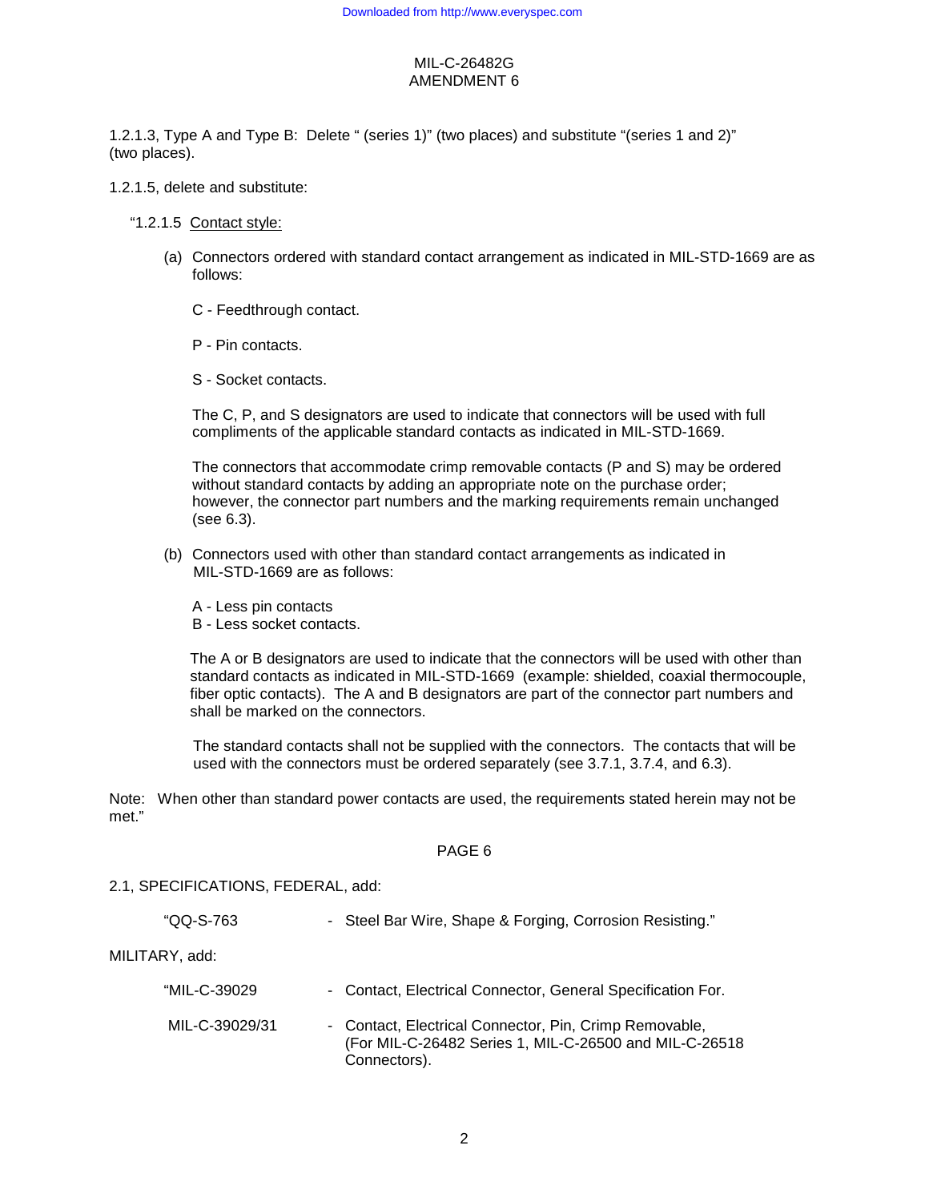1.2.1.3, Type A and Type B: Delete " (series 1)" (two places) and substitute "(series 1 and 2)" (two places).

1.2.1.5, delete and substitute:

"1.2.1.5 Contact style:

(a) Connectors ordered with standard contact arrangement as indicated in MIL-STD-1669 are as follows:

C - Feedthrough contact.

P - Pin contacts.

S - Socket contacts.

The C, P, and S designators are used to indicate that connectors will be used with full compliments of the applicable standard contacts as indicated in MIL-STD-1669.

The connectors that accommodate crimp removable contacts (P and S) may be ordered without standard contacts by adding an appropriate note on the purchase order; however, the connector part numbers and the marking requirements remain unchanged (see 6.3).

(b) Connectors used with other than standard contact arrangements as indicated in MIL-STD-1669 are as follows:

A - Less pin contacts
B - Less socket contacts.

The A or B designators are used to indicate that the connectors will be used with other than standard contacts as indicated in MIL-STD-1669 (example: shielded, coaxial thermocouple, fiber optic contacts). The A and B designators are part of the connector part numbers and shall be marked on the connectors.

The standard contacts shall not be supplied with the connectors. The contacts that will be used with the connectors must be ordered separately (see 3.7.1, 3.7.4, and 6.3).

Note: When other than standard power contacts are used, the requirements stated herein may not be met."

PAGE 6

2.1, SPECIFICATIONS, FEDERAL, add:

"QQ-S-763 - Steel Bar Wire, Shape & Forging, Corrosion Resisting."

MILITARY, add:

"MIL-C-39029 - Contact, Electrical Connector, General Specification For.

MIL-C-39029/31 - Contact, Electrical Connector, Pin, Crimp Removable, (For MIL-C-26482 Series 1, MIL-C-26500 and MIL-C-26518 Connectors).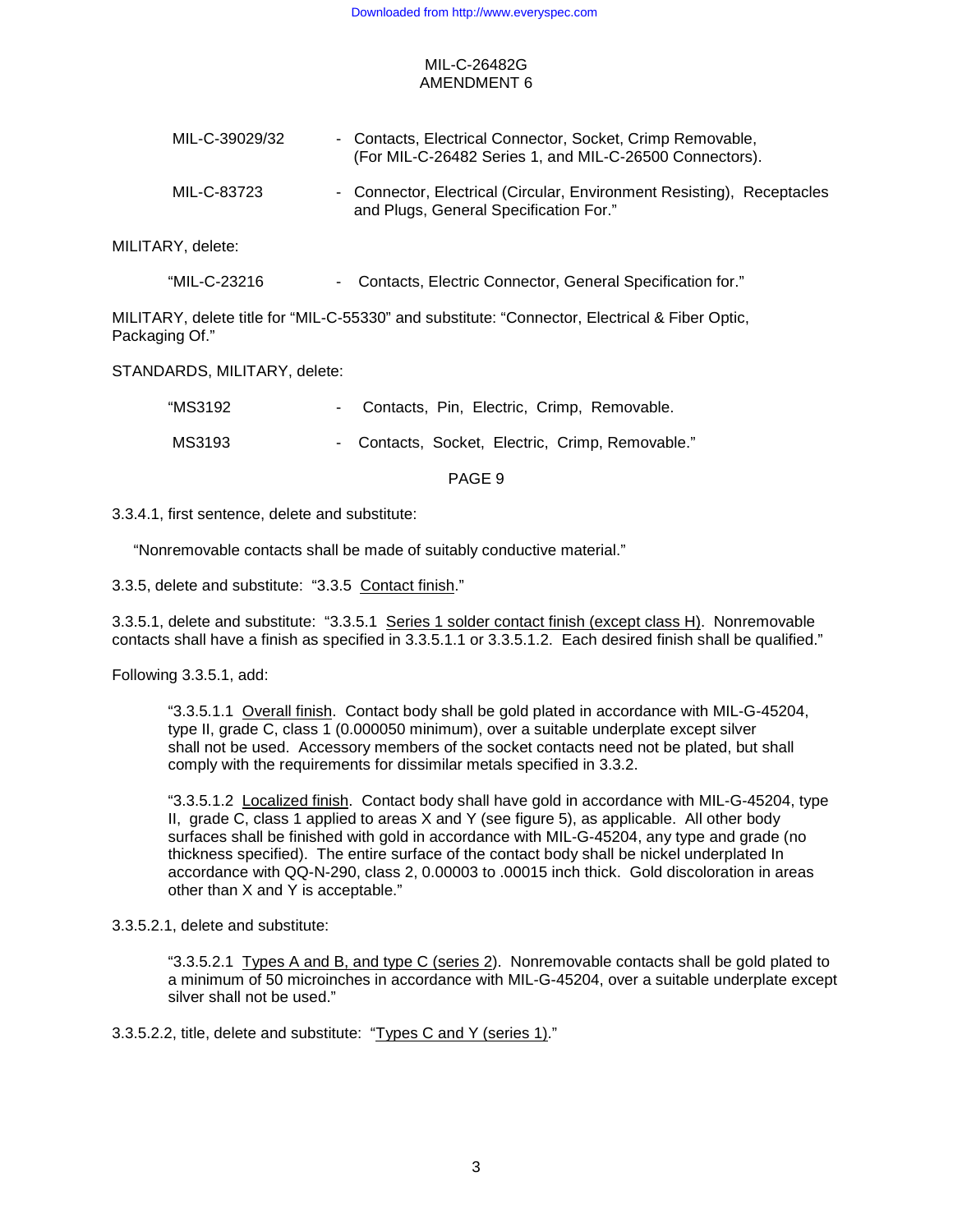| | | |
|---|---|---|
| MIL-C-39029/32 | - | Contacts, Electrical Connector, Socket, Crimp Removable, (For MIL-C-26482 Series 1, and MIL-C-26500 Connectors). |
| MIL-C-83723 | - | Connector, Electrical (Circular, Environment Resisting), Receptacles and Plugs, General Specification For." |

MILITARY, delete:

| | | |
|---|---|---|
| "MIL-C-23216 | - | Contacts, Electric Connector, General Specification for." |

MILITARY, delete title for "MIL-C-55330" and substitute: "Connector, Electrical & Fiber Optic, Packaging Of."

STANDARDS, MILITARY, delete:

| | | |
|---|---|---|
| "MS3192 | - | Contacts, Pin, Electric, Crimp, Removable. |
| MS3193 | - | Contacts, Socket, Electric, Crimp, Removable." |

PAGE 9

3.3.4.1, first sentence, delete and substitute:

"Nonremovable contacts shall be made of suitably conductive material."

3.3.5, delete and substitute: "3.3.5 Contact finish."

3.3.5.1, delete and substitute: "3.3.5.1 Series 1 solder contact finish (except class H). Nonremovable contacts shall have a finish as specified in 3.3.5.1.1 or 3.3.5.1.2. Each desired finish shall be qualified."

Following 3.3.5.1, add:

> "3.3.5.1.1 Overall finish. Contact body shall be gold plated in accordance with MIL-G-45204, type II, grade C, class 1 (0.000050 minimum), over a suitable underplate except silver shall not be used. Accessory members of the socket contacts need not be plated, but shall comply with the requirements for dissimilar metals specified in 3.3.2.
>
> "3.3.5.1.2 Localized finish. Contact body shall have gold in accordance with MIL-G-45204, type II, grade C, class 1 applied to areas X and Y (see figure 5), as applicable. All other body surfaces shall be finished with gold in accordance with MIL-G-45204, any type and grade (no thickness specified). The entire surface of the contact body shall be nickel underplated In accordance with QQ-N-290, class 2, 0.00003 to .00015 inch thick. Gold discoloration in areas other than X and Y is acceptable."

3.3.5.2.1, delete and substitute:

> "3.3.5.2.1 Types A and B, and type C (series 2). Nonremovable contacts shall be gold plated to a minimum of 50 microinches in accordance with MIL-G-45204, over a suitable underplate except silver shall not be used."

3.3.5.2.2, title, delete and substitute: "Types C and Y (series 1)."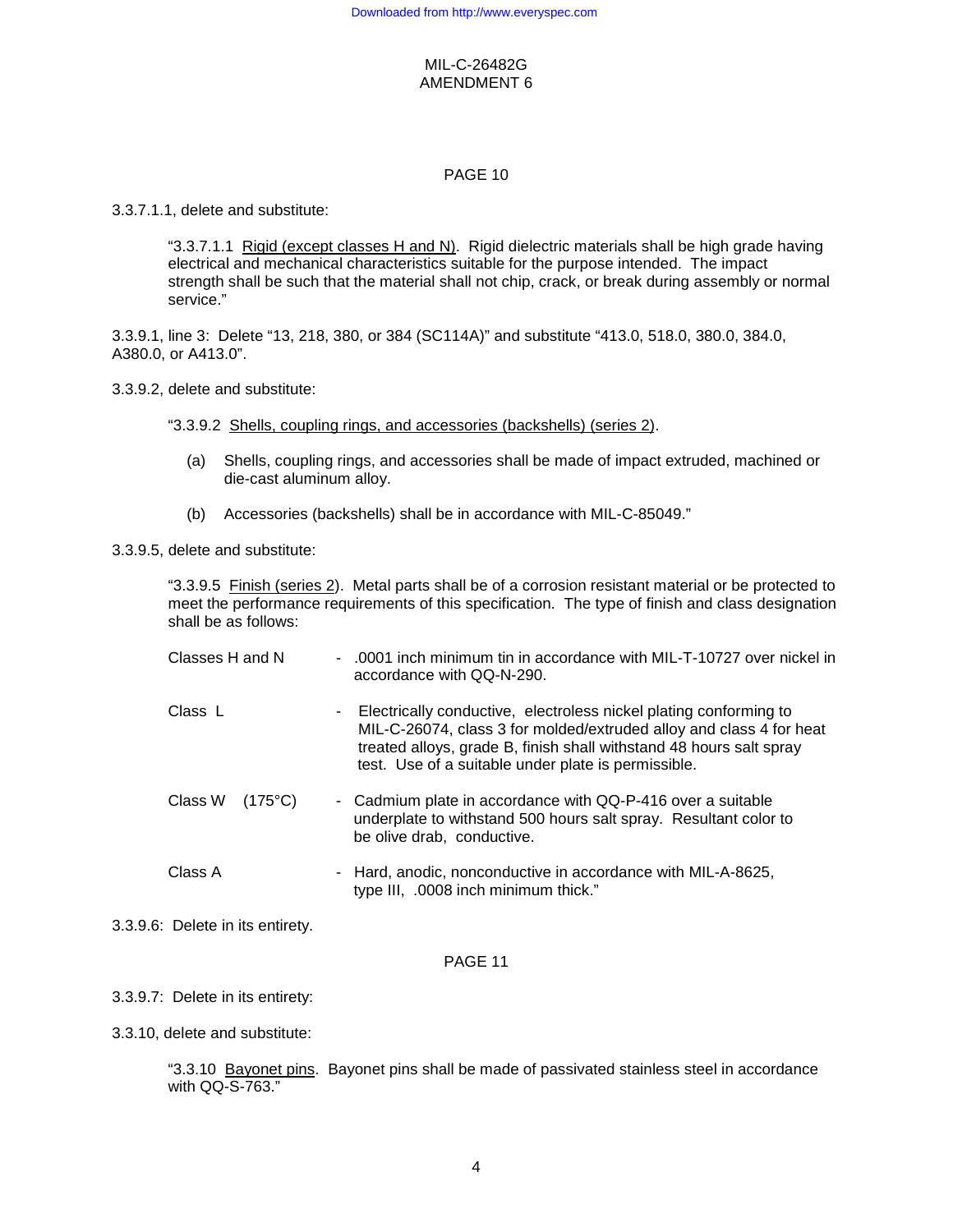PAGE 10

3.3.7.1.1, delete and substitute:

> "3.3.7.1.1 <u>Rigid (except classes H and N)</u>. Rigid dielectric materials shall be high grade having electrical and mechanical characteristics suitable for the purpose intended. The impact strength shall be such that the material shall not chip, crack, or break during assembly or normal service."

3.3.9.1, line 3: Delete "13, 218, 380, or 384 (SC114A)" and substitute "413.0, 518.0, 380.0, 384.0, A380.0, or A413.0".

3.3.9.2, delete and substitute:

> "3.3.9.2 <u>Shells, coupling rings, and accessories (backshells) (series 2)</u>.
>
> (a) Shells, coupling rings, and accessories shall be made of impact extruded, machined or die-cast aluminum alloy.
>
> (b) Accessories (backshells) shall be in accordance with MIL-C-85049."

3.3.9.5, delete and substitute:

> "3.3.9.5 <u>Finish (series 2)</u>. Metal parts shall be of a corrosion resistant material or be protected to meet the performance requirements of this specification. The type of finish and class designation shall be as follows:
>
> Classes H and N - .0001 inch minimum tin in accordance with MIL-T-10727 over nickel in accordance with QQ-N-290.
>
> Class L - Electrically conductive, electroless nickel plating conforming to MIL-C-26074, class 3 for molded/extruded alloy and class 4 for heat treated alloys, grade B, finish shall withstand 48 hours salt spray test. Use of a suitable under plate is permissible.
>
> Class W (175°C) - Cadmium plate in accordance with QQ-P-416 over a suitable underplate to withstand 500 hours salt spray. Resultant color to be olive drab, conductive.
>
> Class A - Hard, anodic, nonconductive in accordance with MIL-A-8625, type III, .0008 inch minimum thick."

3.3.9.6: Delete in its entirety.

PAGE 11

3.3.9.7: Delete in its entirety:

3.3.10, delete and substitute:

> "3.3.10 <u>Bayonet pins</u>. Bayonet pins shall be made of passivated stainless steel in accordance with QQ-S-763."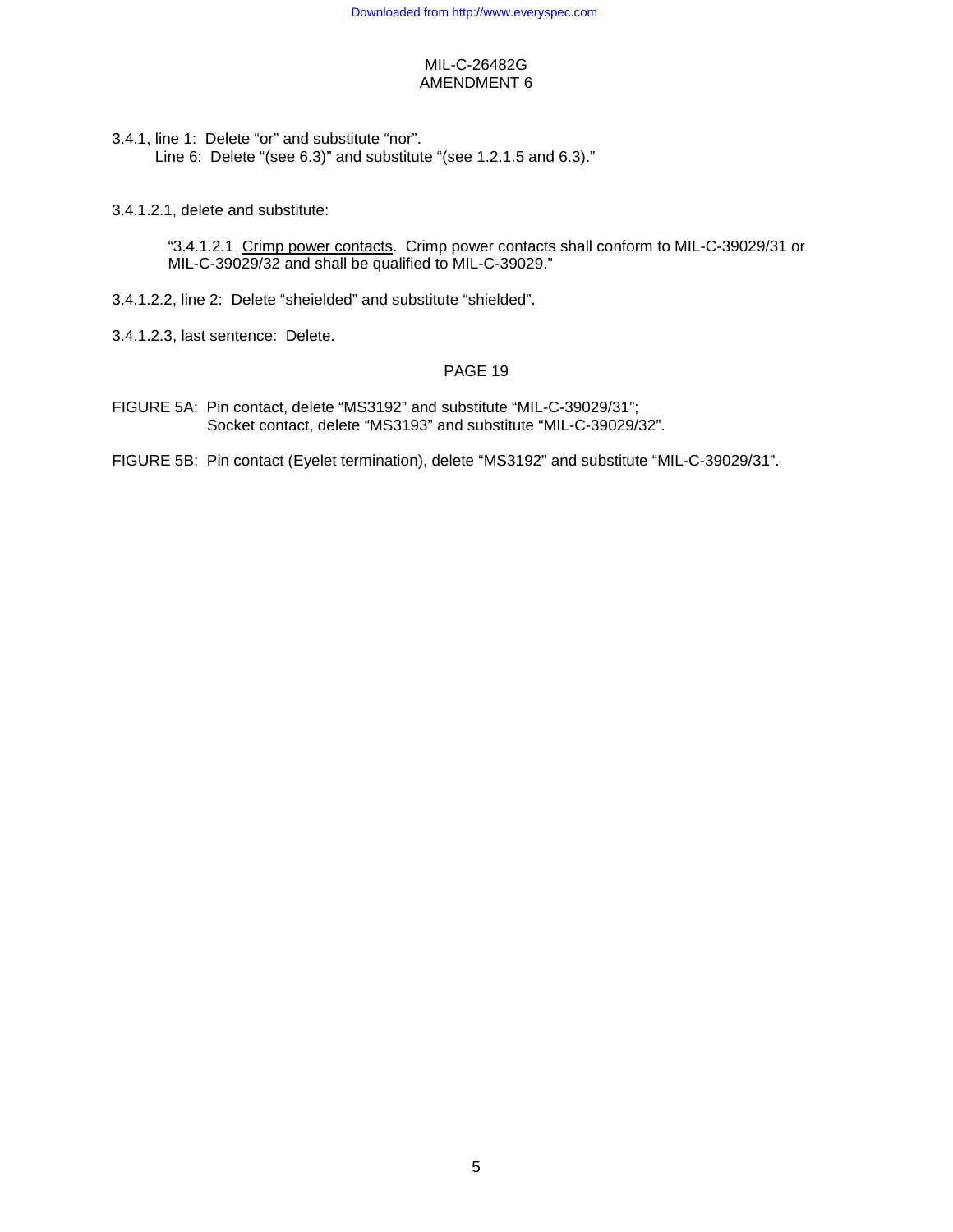3.4.1, line 1: Delete “or” and substitute “nor”.
Line 6: Delete “(see 6.3)” and substitute “(see 1.2.1.5 and 6.3).”

3.4.1.2.1, delete and substitute:

> “3.4.1.2.1 <u>Crimp power contacts</u>. Crimp power contacts shall conform to MIL-C-39029/31 or MIL-C-39029/32 and shall be qualified to MIL-C-39029.”

3.4.1.2.2, line 2: Delete “sheielded” and substitute “shielded”.

3.4.1.2.3, last sentence: Delete.

PAGE 19

FIGURE 5A: Pin contact, delete “MS3192” and substitute “MIL-C-39029/31”;
Socket contact, delete “MS3193” and substitute “MIL-C-39029/32”.

FIGURE 5B: Pin contact (Eyelet termination), delete “MS3192” and substitute “MIL-C-39029/31”.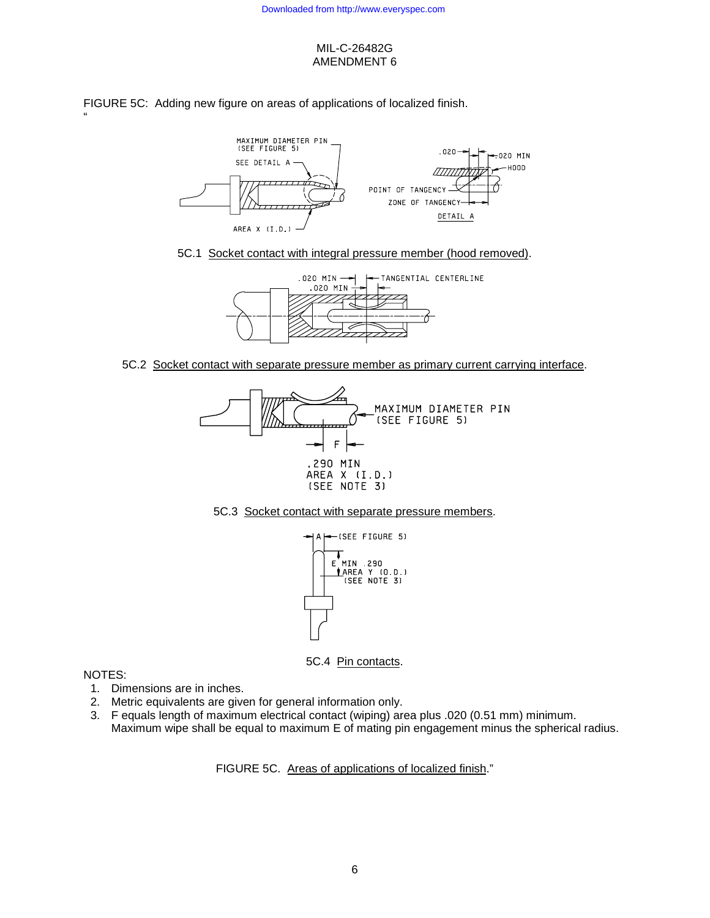FIGURE 5C: Adding new figure on areas of applications of localized finish.

"

MAXIMUM DIAMETER PIN (SEE FIGURE 5)

SEE DETAIL A

AREA X (I.D.)

.020

.020 MIN

HOOD

POINT OF TANGENCY

ZONE OF TANGENCY

DETAIL A

5C.1 Socket contact with integral pressure member (hood removed).

.020 MIN

.020 MIN

TANGENTIAL CENTERLINE

5C.2 Socket contact with separate pressure member as primary current carrying interface.

MAXIMUM DIAMETER PIN (SEE FIGURE 5)

F

.290 MIN
AREA X (I.D.)
(SEE NOTE 3)

5C.3 Socket contact with separate pressure members.

A (SEE FIGURE 5)

E MIN .290
AREA Y (O.D.)
(SEE NOTE 3)

5C.4 Pin contacts.

NOTES:

1. Dimensions are in inches.
2. Metric equivalents are given for general information only.
3. F equals length of maximum electrical contact (wiping) area plus .020 (0.51 mm) minimum. Maximum wipe shall be equal to maximum E of mating pin engagement minus the spherical radius.

FIGURE 5C. Areas of applications of localized finish."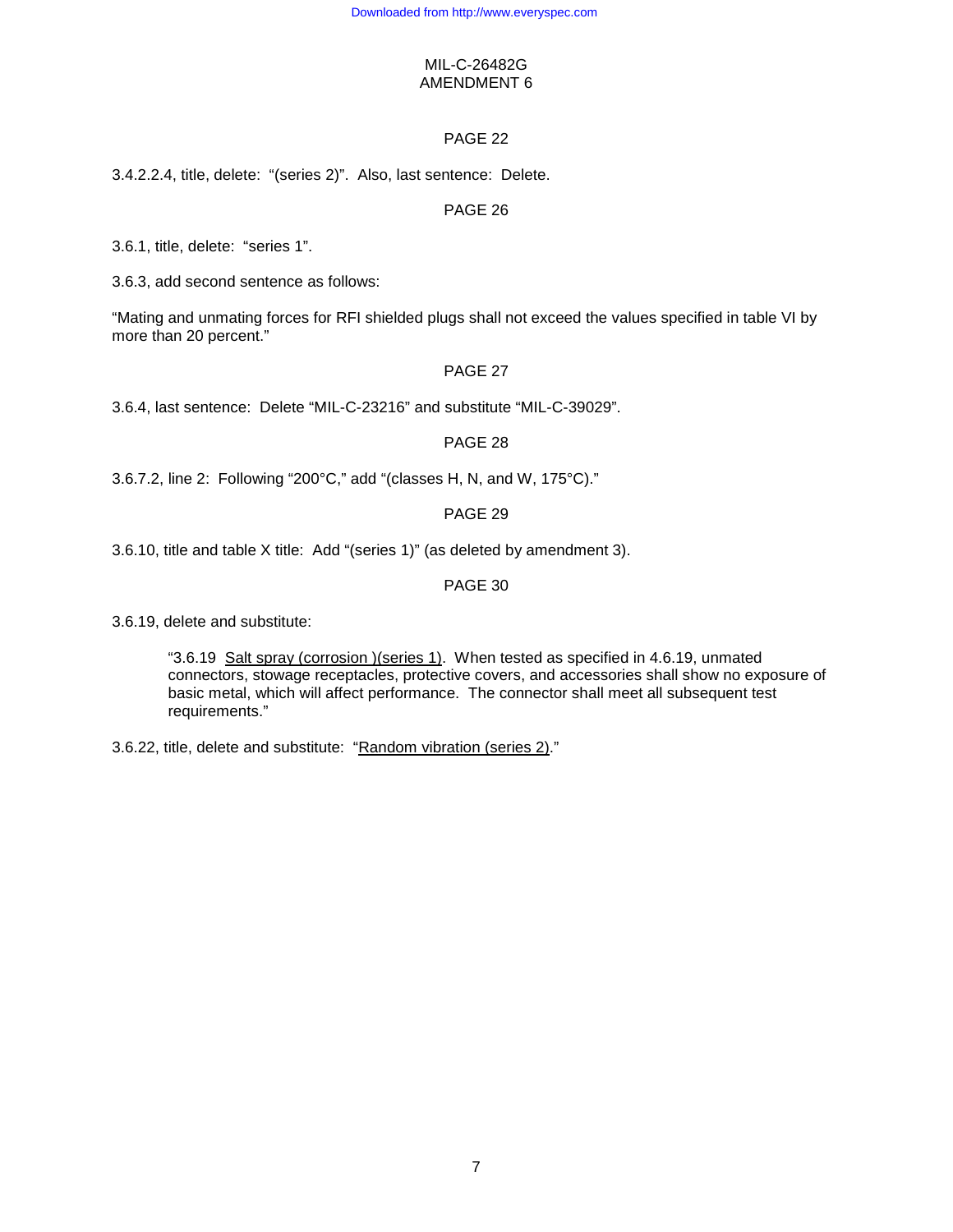PAGE 22

3.4.2.2.4, title, delete: "(series 2)". Also, last sentence: Delete.

PAGE 26

3.6.1, title, delete: "series 1".

3.6.3, add second sentence as follows:

"Mating and unmating forces for RFI shielded plugs shall not exceed the values specified in table VI by more than 20 percent."

PAGE 27

3.6.4, last sentence: Delete "MIL-C-23216" and substitute "MIL-C-39029".

PAGE 28

3.6.7.2, line 2: Following "200°C," add "(classes H, N, and W, 175°C)."

PAGE 29

3.6.10, title and table X title: Add "(series 1)" (as deleted by amendment 3).

PAGE 30

3.6.19, delete and substitute:

> "3.6.19 Salt spray (corrosion )(series 1). When tested as specified in 4.6.19, unmated connectors, stowage receptacles, protective covers, and accessories shall show no exposure of basic metal, which will affect performance. The connector shall meet all subsequent test requirements."

3.6.22, title, delete and substitute: "Random vibration (series 2)."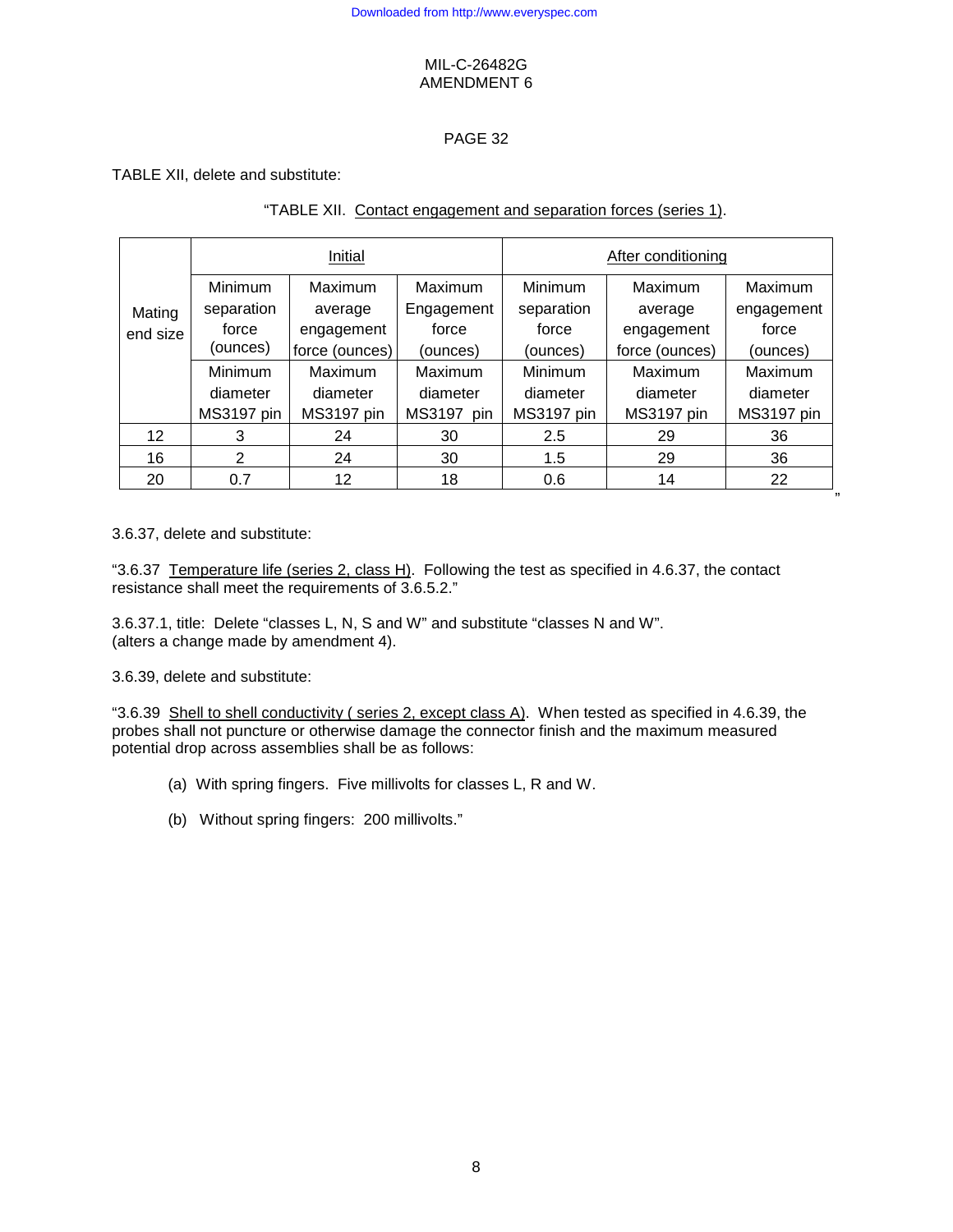MIL-C-26482G
AMENDMENT 6

PAGE 32

TABLE XII, delete and substitute:

"TABLE XII. Contact engagement and separation forces (series 1).

| Mating end size | Initial | | | After conditioning | | |
|---|---|---|---|---|---|---|
| | Minimum separation force (ounces) | Maximum average engagement force (ounces) | Maximum Engagement force (ounces) | Minimum separation force (ounces) | Maximum average engagement force (ounces) | Maximum engagement force (ounces) |
| | Minimum diameter MS3197 pin | Maximum diameter MS3197 pin | Maximum diameter MS3197 pin | Minimum diameter MS3197 pin | Maximum diameter MS3197 pin | Maximum diameter MS3197 pin |
| 12 | 3 | 24 | 30 | 2.5 | 29 | 36 |
| 16 | 2 | 24 | 30 | 1.5 | 29 | 36 |
| 20 | 0.7 | 12 | 18 | 0.6 | 14 | 22 |

"

3.6.37, delete and substitute:

"3.6.37 Temperature life (series 2, class H). Following the test as specified in 4.6.37, the contact resistance shall meet the requirements of 3.6.5.2."

3.6.37.1, title: Delete "classes L, N, S and W" and substitute "classes N and W". (alters a change made by amendment 4).

3.6.39, delete and substitute:

"3.6.39 Shell to shell conductivity ( series 2, except class A). When tested as specified in 4.6.39, the probes shall not puncture or otherwise damage the connector finish and the maximum measured potential drop across assemblies shall be as follows:

(a) With spring fingers. Five millivolts for classes L, R and W.

(b) Without spring fingers: 200 millivolts."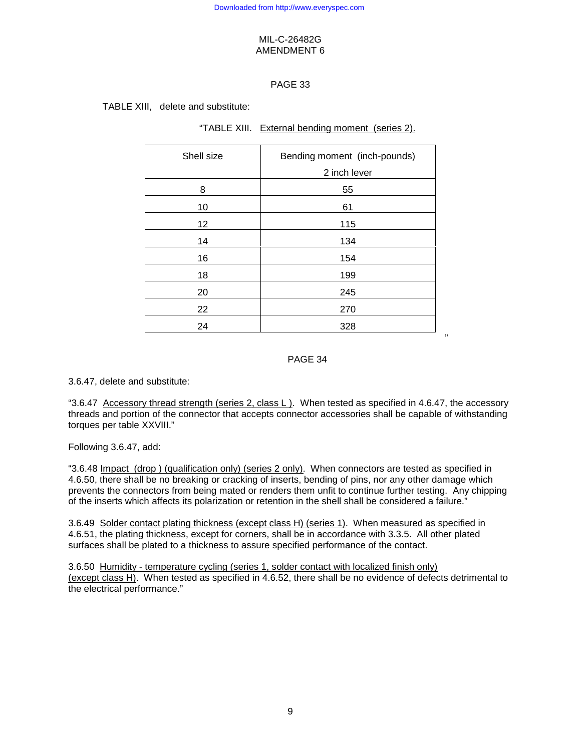MIL-C-26482G
AMENDMENT 6

PAGE 33

TABLE XIII, delete and substitute:

"TABLE XIII. External bending moment (series 2).

| Shell size | Bending moment (inch-pounds) 2 inch lever |
|---|---|
| 8 | 55 |
| 10 | 61 |
| 12 | 115 |
| 14 | 134 |
| 16 | 154 |
| 18 | 199 |
| 20 | 245 |
| 22 | 270 |
| 24 | 328 |

"

PAGE 34

3.6.47, delete and substitute:

"3.6.47 Accessory thread strength (series 2, class L ). When tested as specified in 4.6.47, the accessory threads and portion of the connector that accepts connector accessories shall be capable of withstanding torques per table XXVIII."

Following 3.6.47, add:

"3.6.48 Impact (drop ) (qualification only) (series 2 only). When connectors are tested as specified in 4.6.50, there shall be no breaking or cracking of inserts, bending of pins, nor any other damage which prevents the connectors from being mated or renders them unfit to continue further testing. Any chipping of the inserts which affects its polarization or retention in the shell shall be considered a failure."

3.6.49 Solder contact plating thickness (except class H) (series 1). When measured as specified in 4.6.51, the plating thickness, except for corners, shall be in accordance with 3.3.5. All other plated surfaces shall be plated to a thickness to assure specified performance of the contact.

3.6.50 Humidity - temperature cycling (series 1, solder contact with localized finish only) (except class H). When tested as specified in 4.6.52, there shall be no evidence of defects detrimental to the electrical performance."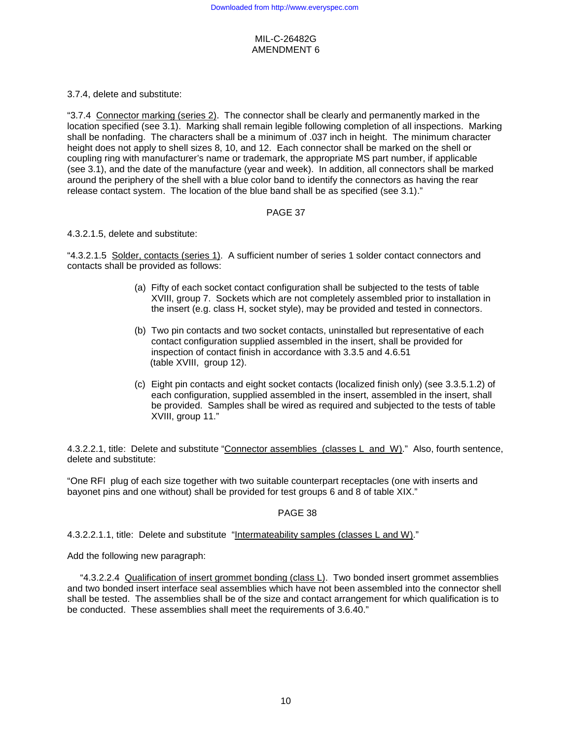3.7.4, delete and substitute:

"3.7.4 Connector marking (series 2). The connector shall be clearly and permanently marked in the location specified (see 3.1). Marking shall remain legible following completion of all inspections. Marking shall be nonfading. The characters shall be a minimum of .037 inch in height. The minimum character height does not apply to shell sizes 8, 10, and 12. Each connector shall be marked on the shell or coupling ring with manufacturer's name or trademark, the appropriate MS part number, if applicable (see 3.1), and the date of the manufacture (year and week). In addition, all connectors shall be marked around the periphery of the shell with a blue color band to identify the connectors as having the rear release contact system. The location of the blue band shall be as specified (see 3.1)."

PAGE 37

4.3.2.1.5, delete and substitute:

"4.3.2.1.5 Solder, contacts (series 1). A sufficient number of series 1 solder contact connectors and contacts shall be provided as follows:

(a) Fifty of each socket contact configuration shall be subjected to the tests of table XVIII, group 7. Sockets which are not completely assembled prior to installation in the insert (e.g. class H, socket style), may be provided and tested in connectors.

(b) Two pin contacts and two socket contacts, uninstalled but representative of each contact configuration supplied assembled in the insert, shall be provided for inspection of contact finish in accordance with 3.3.5 and 4.6.51 (table XVIII, group 12).

(c) Eight pin contacts and eight socket contacts (localized finish only) (see 3.3.5.1.2) of each configuration, supplied assembled in the insert, assembled in the insert, shall be provided. Samples shall be wired as required and subjected to the tests of table XVIII, group 11."

4.3.2.2.1, title: Delete and substitute "Connector assemblies (classes L and W)." Also, fourth sentence, delete and substitute:

"One RFI plug of each size together with two suitable counterpart receptacles (one with inserts and bayonet pins and one without) shall be provided for test groups 6 and 8 of table XIX."

PAGE 38

4.3.2.2.1.1, title: Delete and substitute "Intermateability samples (classes L and W)."

Add the following new paragraph:

"4.3.2.2.4 Qualification of insert grommet bonding (class L). Two bonded insert grommet assemblies and two bonded insert interface seal assemblies which have not been assembled into the connector shell shall be tested. The assemblies shall be of the size and contact arrangement for which qualification is to be conducted. These assemblies shall meet the requirements of 3.6.40."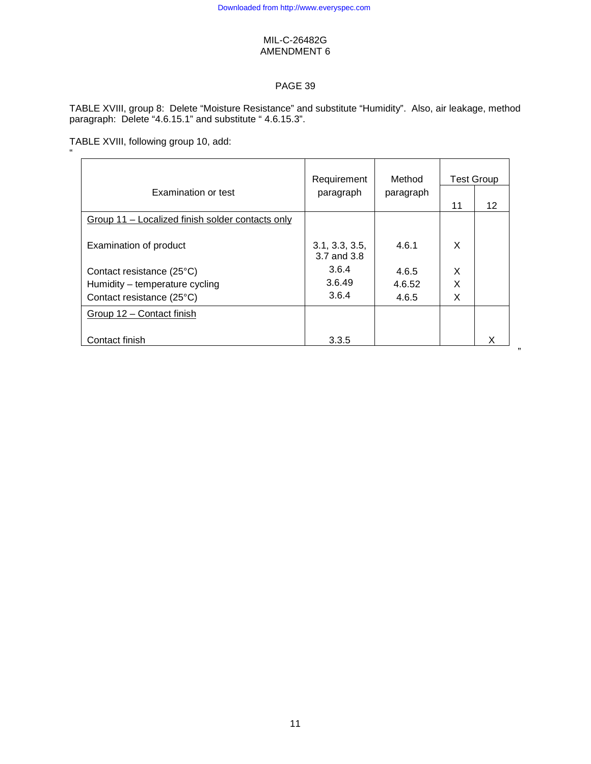MIL-C-26482G
AMENDMENT 6

PAGE 39

TABLE XVIII, group 8: Delete “Moisture Resistance” and substitute “Humidity”. Also, air leakage, method paragraph: Delete “4.6.15.1” and substitute “ 4.6.15.3”.

TABLE XVIII, following group 10, add:

“

| Examination or test | Requirement paragraph | Method paragraph | Test Group | |
|---|---|---|---|---|
| | | | 11 | 12 |
| Group 11 – Localized finish solder contacts only | | | | |
| Examination of product | 3.1, 3.3, 3.5, 3.7 and 3.8 | 4.6.1 | X | |
| Contact resistance (25°C) | 3.6.4 | 4.6.5 | X | |
| Humidity – temperature cycling | 3.6.49 | 4.6.52 | X | |
| Contact resistance (25°C) | 3.6.4 | 4.6.5 | X | |
| Group 12 – Contact finish | | | | |
| Contact finish | 3.3.5 | | | X |

”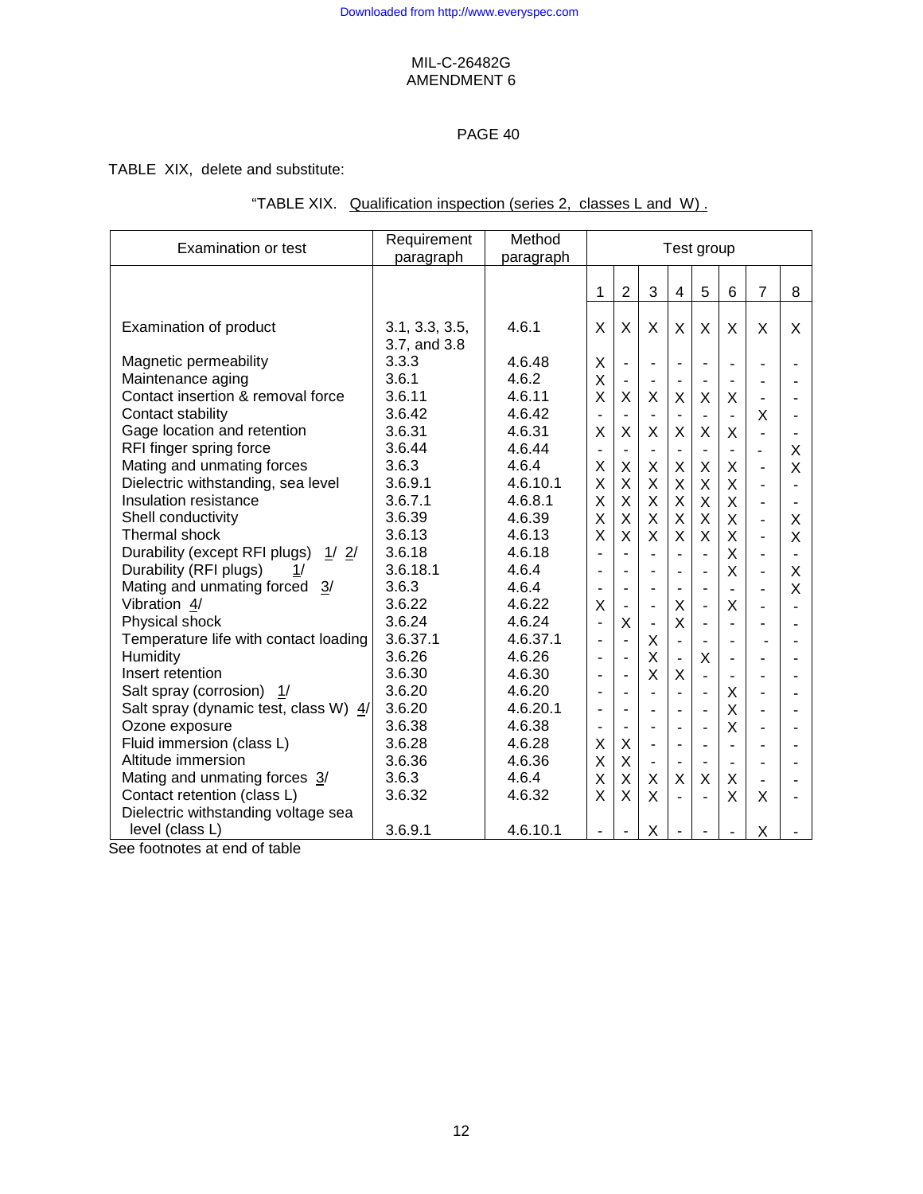MIL-C-26482G
AMENDMENT 6

PAGE 40

TABLE XIX, delete and substitute:

"TABLE XIX. Qualification inspection (series 2, classes L and W) .

| Examination or test | Requirement paragraph | Method paragraph | Test group | | | | | | | |
|---|---|---|---|---|---|---|---|---|---|---|
| | | | 1 | 2 | 3 | 4 | 5 | 6 | 7 | 8 |
| Examination of product | 3.1, 3.3, 3.5, 3.7, and 3.8 | 4.6.1 | X | X | X | X | X | X | X | X |
| Magnetic permeability | 3.3.3 | 4.6.48 | X | - | - | - | - | - | - | - |
| Maintenance aging | 3.6.1 | 4.6.2 | X | - | - | - | - | - | - | - |
| Contact insertion & removal force | 3.6.11 | 4.6.11 | X | X | X | X | X | X | - | - |
| Contact stability | 3.6.42 | 4.6.42 | - | - | - | - | - | - | X | - |
| Gage location and retention | 3.6.31 | 4.6.31 | X | X | X | X | X | X | - | - |
| RFI finger spring force | 3.6.44 | 4.6.44 | - | - | - | - | - | - | - | X |
| Mating and unmating forces | 3.6.3 | 4.6.4 | X | X | X | X | X | X | - | X |
| Dielectric withstanding, sea level | 3.6.9.1 | 4.6.10.1 | X | X | X | X | X | X | - | - |
| Insulation resistance | 3.6.7.1 | 4.6.8.1 | X | X | X | X | X | X | - | - |
| Shell conductivity | 3.6.39 | 4.6.39 | X | X | X | X | X | X | - | X |
| Thermal shock | 3.6.13 | 4.6.13 | X | X | X | X | X | X | - | X |
| Durability (except RFI plugs) 1/ 2/ | 3.6.18 | 4.6.18 | - | - | - | - | - | X | - | - |
| Durability (RFI plugs) 1/ | 3.6.18.1 | 4.6.4 | - | - | - | - | - | X | - | X |
| Mating and unmating forced 3/ | 3.6.3 | 4.6.4 | - | - | - | - | - | - | - | X |
| Vibration 4/ | 3.6.22 | 4.6.22 | X | - | - | X | - | X | - | - |
| Physical shock | 3.6.24 | 4.6.24 | - | X | - | X | - | - | - | - |
| Temperature life with contact loading | 3.6.37.1 | 4.6.37.1 | - | - | X | - | - | - | - | - |
| Humidity | 3.6.26 | 4.6.26 | - | - | X | - | X | - | - | - |
| Insert retention | 3.6.30 | 4.6.30 | - | - | X | X | - | - | - | - |
| Salt spray (corrosion) 1/ | 3.6.20 | 4.6.20 | - | - | - | - | - | X | - | - |
| Salt spray (dynamic test, class W) 4/ | 3.6.20 | 4.6.20.1 | - | - | - | - | - | X | - | - |
| Ozone exposure | 3.6.38 | 4.6.38 | - | - | - | - | - | X | - | - |
| Fluid immersion (class L) | 3.6.28 | 4.6.28 | X | X | - | - | - | - | - | - |
| Altitude immersion | 3.6.36 | 4.6.36 | X | X | - | - | - | - | - | - |
| Mating and unmating forces 3/ | 3.6.3 | 4.6.4 | X | X | X | X | X | X | - | - |
| Contact retention (class L) | 3.6.32 | 4.6.32 | X | X | X | - | - | X | X | - |
| Dielectric withstanding voltage sea level (class L) | 3.6.9.1 | 4.6.10.1 | - | - | X | - | - | - | X | - |

See footnotes at end of table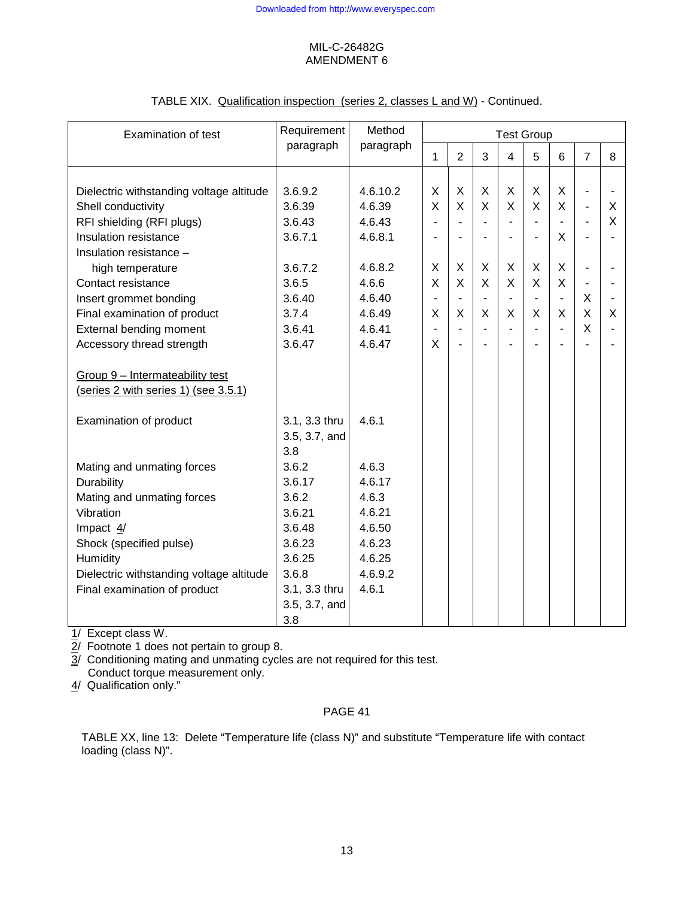MIL-C-26482G
AMENDMENT 6

TABLE XIX. Qualification inspection (series 2, classes L and W) - Continued.

| Examination of test | Requirement paragraph | Method paragraph | Test Group | | | | | | | |
|---|---|---|---|---|---|---|---|---|---|---|
| | | | 1 | 2 | 3 | 4 | 5 | 6 | 7 | 8 |
| Dielectric withstanding voltage altitude | 3.6.9.2 | 4.6.10.2 | X | X | X | X | X | X | - | - |
| Shell conductivity | 3.6.39 | 4.6.39 | X | X | X | X | X | X | - | X |
| RFI shielding (RFI plugs) | 3.6.43 | 4.6.43 | - | - | - | - | - | - | - | X |
| Insulation resistance | 3.6.7.1 | 4.6.8.1 | - | - | - | - | - | X | - | - |
| Insulation resistance – high temperature | 3.6.7.2 | 4.6.8.2 | X | X | X | X | X | X | - | - |
| Contact resistance | 3.6.5 | 4.6.6 | X | X | X | X | X | X | - | - |
| Insert grommet bonding | 3.6.40 | 4.6.40 | - | - | - | - | - | - | X | - |
| Final examination of product | 3.7.4 | 4.6.49 | X | X | X | X | X | X | X | X |
| External bending moment | 3.6.41 | 4.6.41 | - | - | - | - | - | - | X | - |
| Accessory thread strength | 3.6.47 | 4.6.47 | X | - | - | - | - | - | - | - |
| Group 9 – Intermateability test (series 2 with series 1) (see 3.5.1) | | | | | | | | | | |
| Examination of product | 3.1, 3.3 thru 3.5, 3.7, and 3.8 | 4.6.1 | | | | | | | | |
| Mating and unmating forces | 3.6.2 | 4.6.3 | | | | | | | | |
| Durability | 3.6.17 | 4.6.17 | | | | | | | | |
| Mating and unmating forces | 3.6.2 | 4.6.3 | | | | | | | | |
| Vibration | 3.6.21 | 4.6.21 | | | | | | | | |
| Impact 4/ | 3.6.48 | 4.6.50 | | | | | | | | |
| Shock (specified pulse) | 3.6.23 | 4.6.23 | | | | | | | | |
| Humidity | 3.6.25 | 4.6.25 | | | | | | | | |
| Dielectric withstanding voltage altitude | 3.6.8 | 4.6.9.2 | | | | | | | | |
| Final examination of product | 3.1, 3.3 thru 3.5, 3.7, and 3.8 | 4.6.1 | | | | | | | | |

1/ Except class W.
2/ Footnote 1 does not pertain to group 8.
3/ Conditioning mating and unmating cycles are not required for this test. Conduct torque measurement only.
4/ Qualification only."

PAGE 41

TABLE XX, line 13: Delete "Temperature life (class N)" and substitute "Temperature life with contact loading (class N)".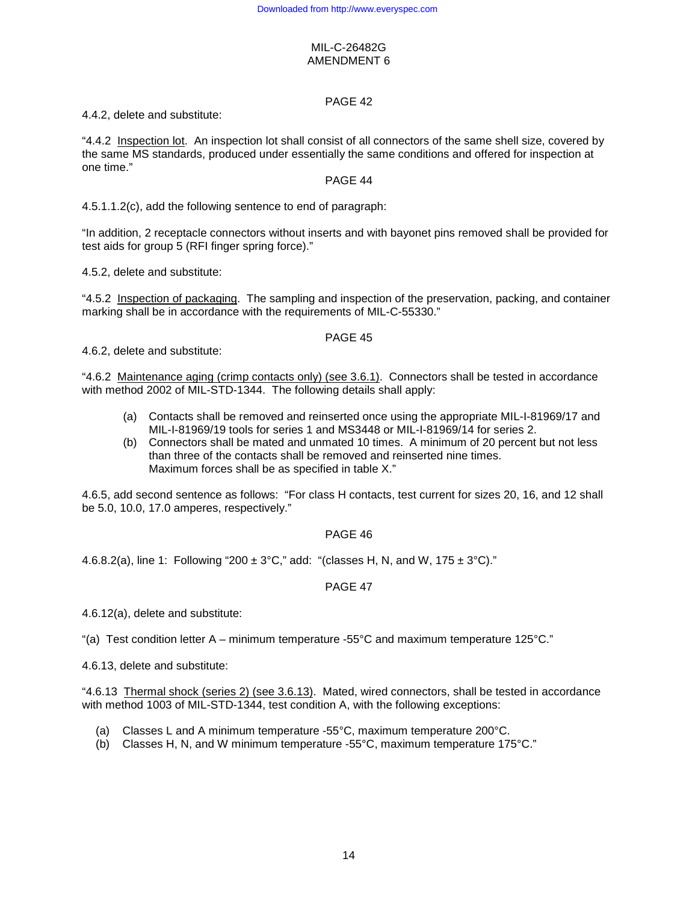PAGE 42

4.4.2, delete and substitute:

"4.4.2 Inspection lot. An inspection lot shall consist of all connectors of the same shell size, covered by the same MS standards, produced under essentially the same conditions and offered for inspection at one time."

PAGE 44

4.5.1.1.2(c), add the following sentence to end of paragraph:

"In addition, 2 receptacle connectors without inserts and with bayonet pins removed shall be provided for test aids for group 5 (RFI finger spring force)."

4.5.2, delete and substitute:

"4.5.2 Inspection of packaging. The sampling and inspection of the preservation, packing, and container marking shall be in accordance with the requirements of MIL-C-55330."

PAGE 45

4.6.2, delete and substitute:

"4.6.2 Maintenance aging (crimp contacts only) (see 3.6.1). Connectors shall be tested in accordance with method 2002 of MIL-STD-1344. The following details shall apply:

(a) Contacts shall be removed and reinserted once using the appropriate MIL-I-81969/17 and MIL-I-81969/19 tools for series 1 and MS3448 or MIL-I-81969/14 for series 2.
(b) Connectors shall be mated and unmated 10 times. A minimum of 20 percent but not less than three of the contacts shall be removed and reinserted nine times. Maximum forces shall be as specified in table X."

4.6.5, add second sentence as follows: "For class H contacts, test current for sizes 20, 16, and 12 shall be 5.0, 10.0, 17.0 amperes, respectively."

PAGE 46

4.6.8.2(a), line 1: Following "200 ± 3°C," add: "(classes H, N, and W, 175 ± 3°C)."

PAGE 47

4.6.12(a), delete and substitute:

"(a) Test condition letter A – minimum temperature -55°C and maximum temperature 125°C."

4.6.13, delete and substitute:

"4.6.13 Thermal shock (series 2) (see 3.6.13). Mated, wired connectors, shall be tested in accordance with method 1003 of MIL-STD-1344, test condition A, with the following exceptions:

(a) Classes L and A minimum temperature -55°C, maximum temperature 200°C.
(b) Classes H, N, and W minimum temperature -55°C, maximum temperature 175°C."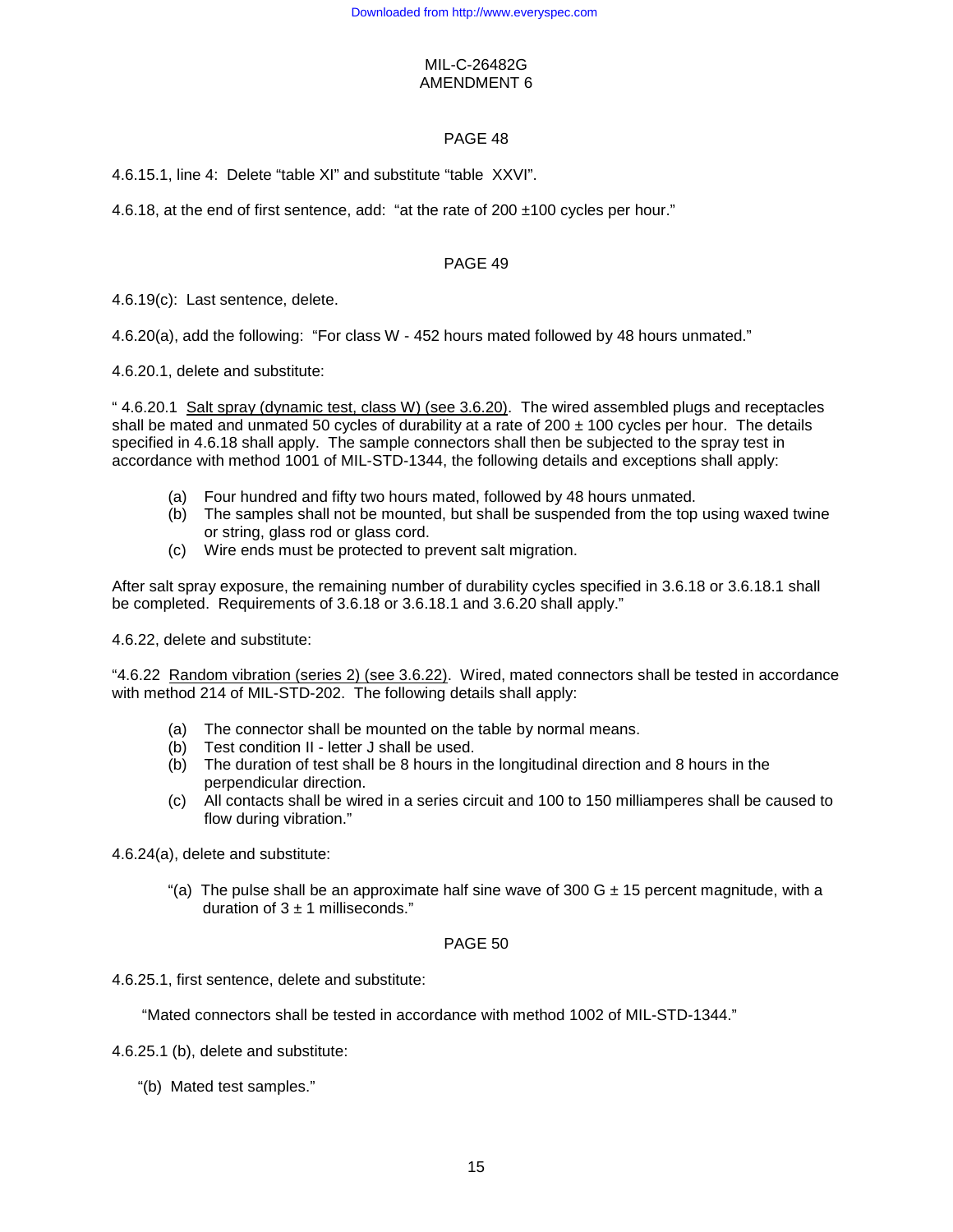MIL-C-26482G
AMENDMENT 6

PAGE 48

4.6.15.1, line 4: Delete “table XI” and substitute “table XXVI”.

4.6.18, at the end of first sentence, add: “at the rate of 200 ±100 cycles per hour.”

PAGE 49

4.6.19(c): Last sentence, delete.

4.6.20(a), add the following: “For class W - 452 hours mated followed by 48 hours unmated.”

4.6.20.1, delete and substitute:

“ 4.6.20.1 Salt spray (dynamic test, class W) (see 3.6.20). The wired assembled plugs and receptacles shall be mated and unmated 50 cycles of durability at a rate of 200 ± 100 cycles per hour. The details specified in 4.6.18 shall apply. The sample connectors shall then be subjected to the spray test in accordance with method 1001 of MIL-STD-1344, the following details and exceptions shall apply:

- (a) Four hundred and fifty two hours mated, followed by 48 hours unmated.
- (b) The samples shall not be mounted, but shall be suspended from the top using waxed twine or string, glass rod or glass cord.
- (c) Wire ends must be protected to prevent salt migration.

After salt spray exposure, the remaining number of durability cycles specified in 3.6.18 or 3.6.18.1 shall be completed. Requirements of 3.6.18 or 3.6.18.1 and 3.6.20 shall apply.”

4.6.22, delete and substitute:

“4.6.22 Random vibration (series 2) (see 3.6.22). Wired, mated connectors shall be tested in accordance with method 214 of MIL-STD-202. The following details shall apply:

- (a) The connector shall be mounted on the table by normal means.
- (b) Test condition II - letter J shall be used.
- (b) The duration of test shall be 8 hours in the longitudinal direction and 8 hours in the perpendicular direction.
- (c) All contacts shall be wired in a series circuit and 100 to 150 milliamperes shall be caused to flow during vibration.”

4.6.24(a), delete and substitute:

“(a) The pulse shall be an approximate half sine wave of 300 G ± 15 percent magnitude, with a duration of 3 ± 1 milliseconds.”

PAGE 50

4.6.25.1, first sentence, delete and substitute:

“Mated connectors shall be tested in accordance with method 1002 of MIL-STD-1344.”

4.6.25.1 (b), delete and substitute:

“(b) Mated test samples.”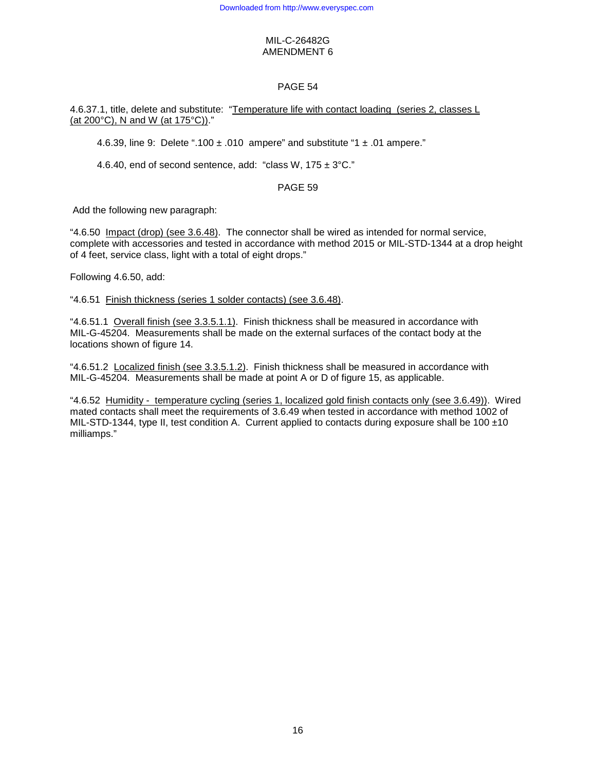MIL-C-26482G
AMENDMENT 6

PAGE 54

4.6.37.1, title, delete and substitute: "Temperature life with contact loading (series 2, classes L (at 200°C), N and W (at 175°C))."

4.6.39, line 9: Delete ".100 ± .010 ampere" and substitute "1 ± .01 ampere."

4.6.40, end of second sentence, add: "class W, 175 ± 3°C."

PAGE 59

Add the following new paragraph:

"4.6.50 Impact (drop) (see 3.6.48). The connector shall be wired as intended for normal service, complete with accessories and tested in accordance with method 2015 or MIL-STD-1344 at a drop height of 4 feet, service class, light with a total of eight drops."

Following 4.6.50, add:

"4.6.51 Finish thickness (series 1 solder contacts) (see 3.6.48).

"4.6.51.1 Overall finish (see 3.3.5.1.1). Finish thickness shall be measured in accordance with MIL-G-45204. Measurements shall be made on the external surfaces of the contact body at the locations shown of figure 14.

"4.6.51.2 Localized finish (see 3.3.5.1.2). Finish thickness shall be measured in accordance with MIL-G-45204. Measurements shall be made at point A or D of figure 15, as applicable.

"4.6.52 Humidity - temperature cycling (series 1, localized gold finish contacts only (see 3.6.49)). Wired mated contacts shall meet the requirements of 3.6.49 when tested in accordance with method 1002 of MIL-STD-1344, type II, test condition A. Current applied to contacts during exposure shall be 100 ±10 milliamps."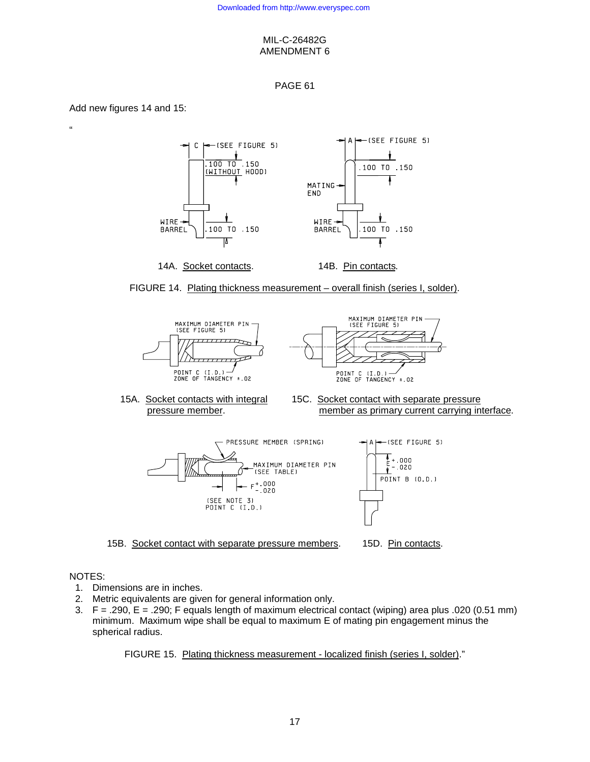MIL-C-26482G
AMENDMENT 6

PAGE 61

Add new figures 14 and 15:

"

14A. Socket contacts.

14B. Pin contacts.

FIGURE 14. Plating thickness measurement – overall finish (series I, solder).

15A. Socket contacts with integral pressure member.

15C. Socket contact with separate pressure member as primary current carrying interface.

15B. Socket contact with separate pressure members.

15D. Pin contacts.

NOTES:

1. Dimensions are in inches.
2. Metric equivalents are given for general information only.
3. F = .290, E = .290; F equals length of maximum electrical contact (wiping) area plus .020 (0.51 mm) minimum. Maximum wipe shall be equal to maximum E of mating pin engagement minus the spherical radius.

FIGURE 15. Plating thickness measurement - localized finish (series I, solder)."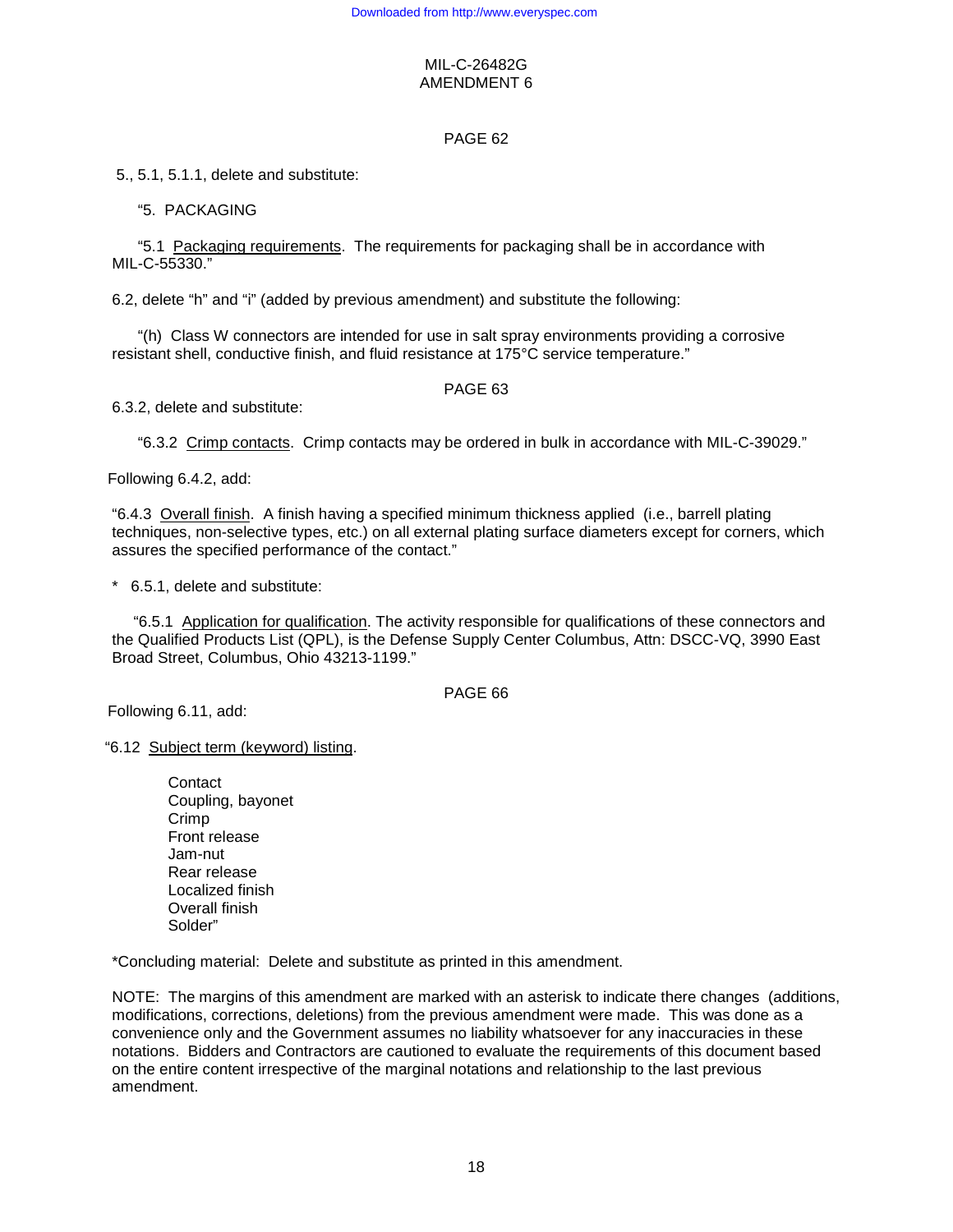MIL-C-26482G
AMENDMENT 6

PAGE 62

5., 5.1, 5.1.1, delete and substitute:

"5. PACKAGING

"5.1 Packaging requirements. The requirements for packaging shall be in accordance with MIL-C-55330."

6.2, delete "h" and "i" (added by previous amendment) and substitute the following:

"(h) Class W connectors are intended for use in salt spray environments providing a corrosive resistant shell, conductive finish, and fluid resistance at 175°C service temperature."

PAGE 63

6.3.2, delete and substitute:

"6.3.2 Crimp contacts. Crimp contacts may be ordered in bulk in accordance with MIL-C-39029."

Following 6.4.2, add:

"6.4.3 Overall finish. A finish having a specified minimum thickness applied (i.e., barrell plating techniques, non-selective types, etc.) on all external plating surface diameters except for corners, which assures the specified performance of the contact."

\* 6.5.1, delete and substitute:

"6.5.1 Application for qualification. The activity responsible for qualifications of these connectors and the Qualified Products List (QPL), is the Defense Supply Center Columbus, Attn: DSCC-VQ, 3990 East Broad Street, Columbus, Ohio 43213-1199."

PAGE 66

Following 6.11, add:

"6.12 Subject term (keyword) listing.

Contact
Coupling, bayonet
Crimp
Front release
Jam-nut
Rear release
Localized finish
Overall finish
Solder"

*Concluding material: Delete and substitute as printed in this amendment.

NOTE: The margins of this amendment are marked with an asterisk to indicate there changes (additions, modifications, corrections, deletions) from the previous amendment were made. This was done as a convenience only and the Government assumes no liability whatsoever for any inaccuracies in these notations. Bidders and Contractors are cautioned to evaluate the requirements of this document based on the entire content irrespective of the marginal notations and relationship to the last previous amendment.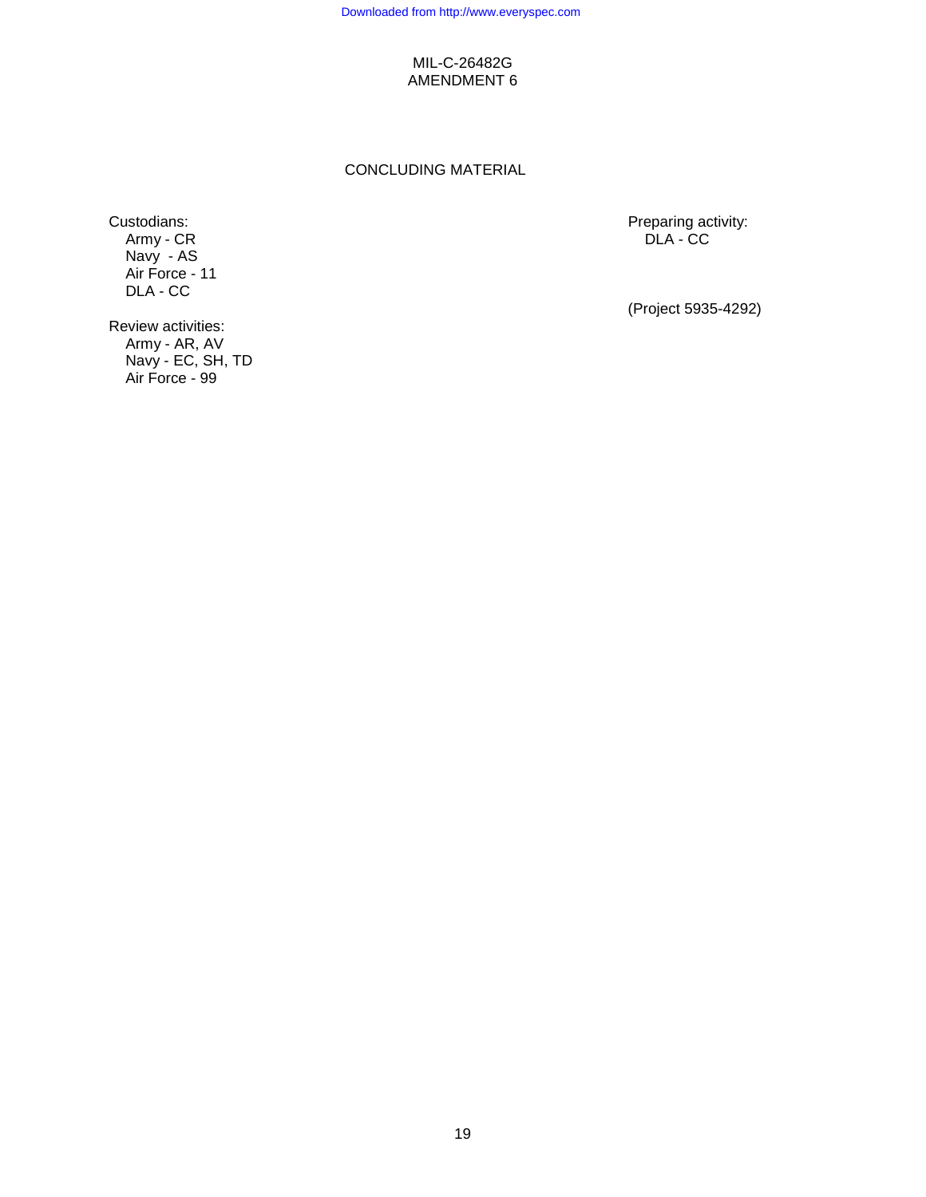## CONCLUDING MATERIAL

Custodians:
- Army - CR
- Navy - AS
- Air Force - 11
- DLA - CC

Review activities:
- Army - AR, AV
- Navy - EC, SH, TD
- Air Force - 99

Preparing activity:
- DLA - CC

(Project 5935-4292)